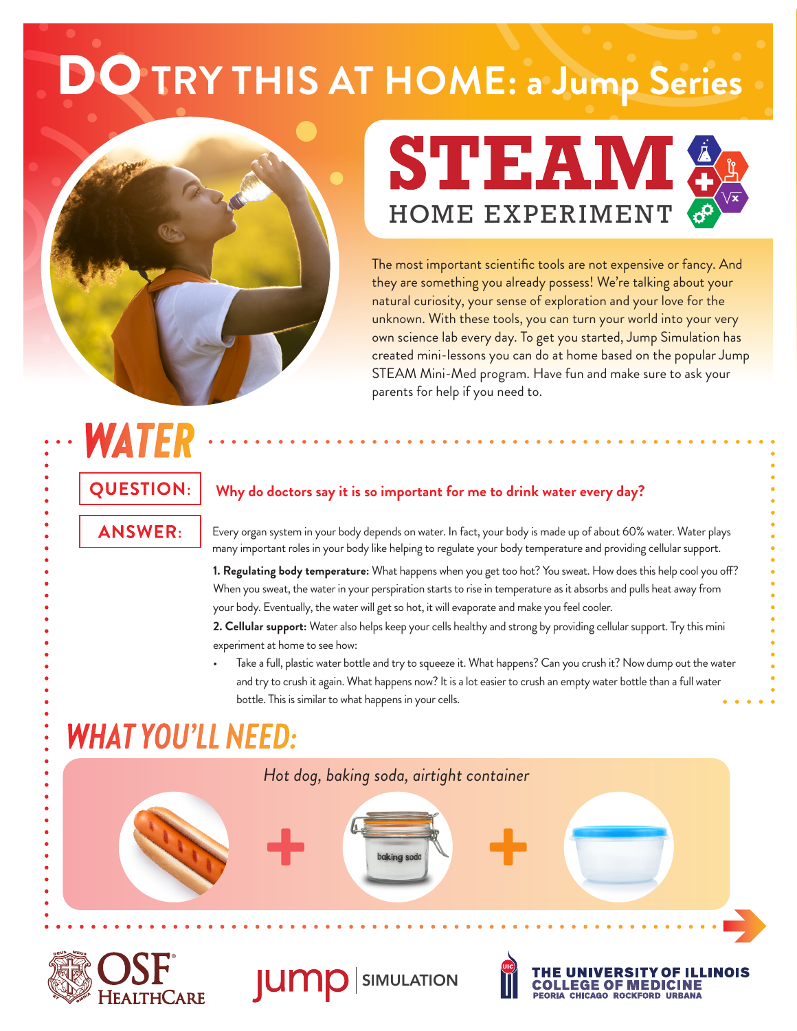# DO TRY THIS AT HOME: a Jump Series

## STEAM HOME EXPERIMENT

The most important scientific tools are not expensive or fancy. And they are something you already possess! We're talking about your natural curiosity, your sense of exploration and your love for the unknown. With these tools, you can turn your world into your very own science lab every day. To get you started, Jump Simulation has created mini-lessons you can do at home based on the popular Jump STEAM Mini-Med program. Have fun and make sure to ask your parents for help if you need to.

## WATER

**QUESTION:** **Why do doctors say it is so important for me to drink water every day?**

**ANSWER:** Every organ system in your body depends on water. In fact, your body is made up of about 60% water. Water plays many important roles in your body like helping to regulate your body temperature and providing cellular support.

**1. Regulating body temperature:** What happens when you get too hot? You sweat. How does this help cool you off? When you sweat, the water in your perspiration starts to rise in temperature as it absorbs and pulls heat away from your body. Eventually, the water will get so hot, it will evaporate and make you feel cooler.

**2. Cellular support:** Water also helps keep your cells healthy and strong by providing cellular support. Try this mini experiment at home to see how:

- Take a full, plastic water bottle and try to squeeze it. What happens? Can you crush it? Now dump out the water and try to crush it again. What happens now? It is a lot easier to crush an empty water bottle than a full water bottle. This is similar to what happens in your cells.

## WHAT YOU'LL NEED:

*Hot dog, baking soda, airtight container*

OSF HealthCare | jump SIMULATION | THE UNIVERSITY OF ILLINOIS COLLEGE OF MEDICINE PEORIA CHICAGO ROCKFORD URBANA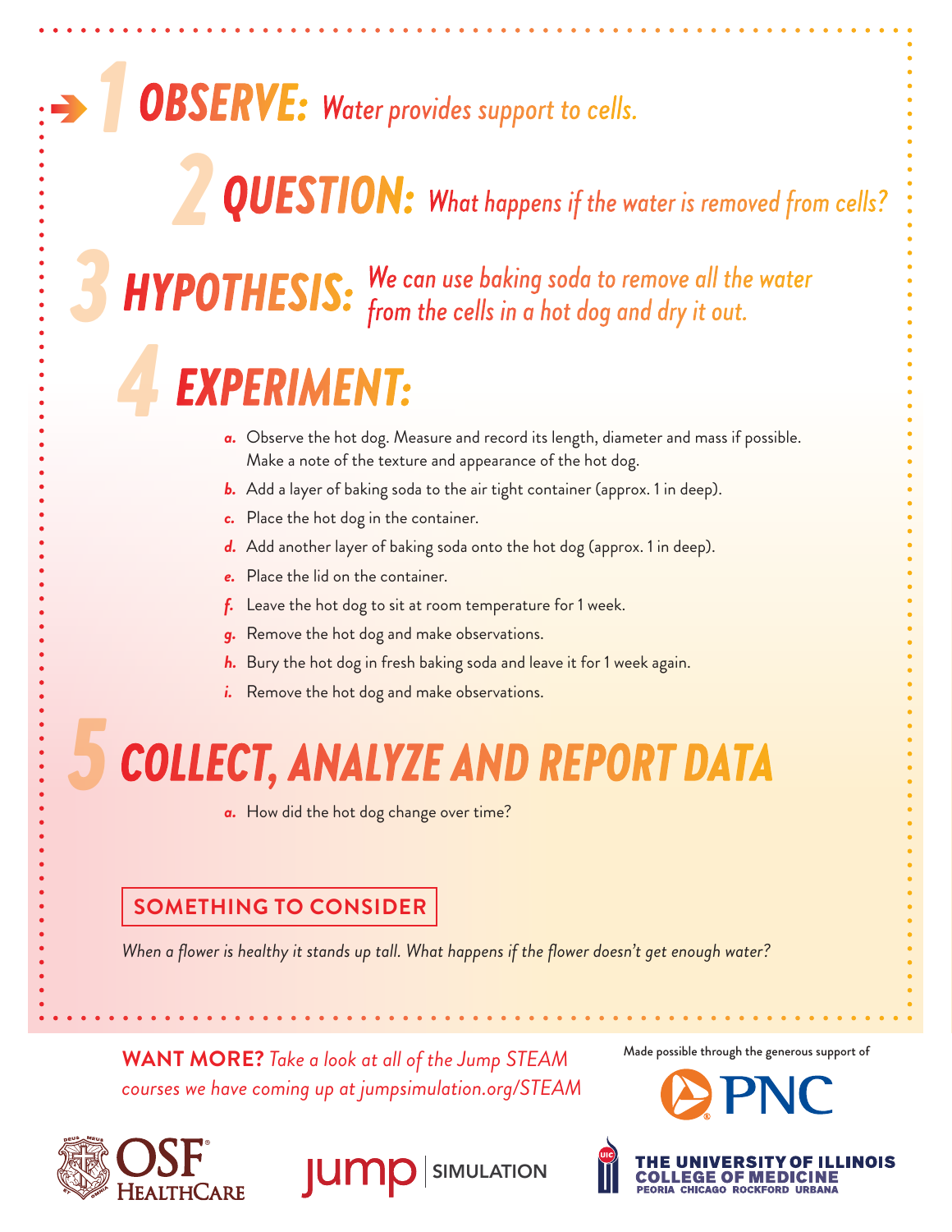## 1 OBSERVE: *Water provides support to cells.*

## 2 QUESTION: *What happens if the water is removed from cells?*

## 3 HYPOTHESIS: *We can use baking soda to remove all the water from the cells in a hot dog and dry it out.*

## 4 EXPERIMENT:

*a.* Observe the hot dog. Measure and record its length, diameter and mass if possible. Make a note of the texture and appearance of the hot dog.

*b.* Add a layer of baking soda to the air tight container (approx. 1 in deep).

*c.* Place the hot dog in the container.

*d.* Add another layer of baking soda onto the hot dog (approx. 1 in deep).

*e.* Place the lid on the container.

*f.* Leave the hot dog to sit at room temperature for 1 week.

*g.* Remove the hot dog and make observations.

*h.* Bury the hot dog in fresh baking soda and leave it for 1 week again.

*i.* Remove the hot dog and make observations.

## 5 COLLECT, ANALYZE AND REPORT DATA

*a.* How did the hot dog change over time?

**SOMETHING TO CONSIDER**

*When a flower is healthy it stands up tall. What happens if the flower doesn't get enough water?*

**WANT MORE?** *Take a look at all of the Jump STEAM courses we have coming up at jumpsimulation.org/STEAM*

Made possible through the generous support of PNC

OSF HealthCare

jump SIMULATION

THE UNIVERSITY OF ILLINOIS COLLEGE OF MEDICINE PEORIA CHICAGO ROCKFORD URBANA